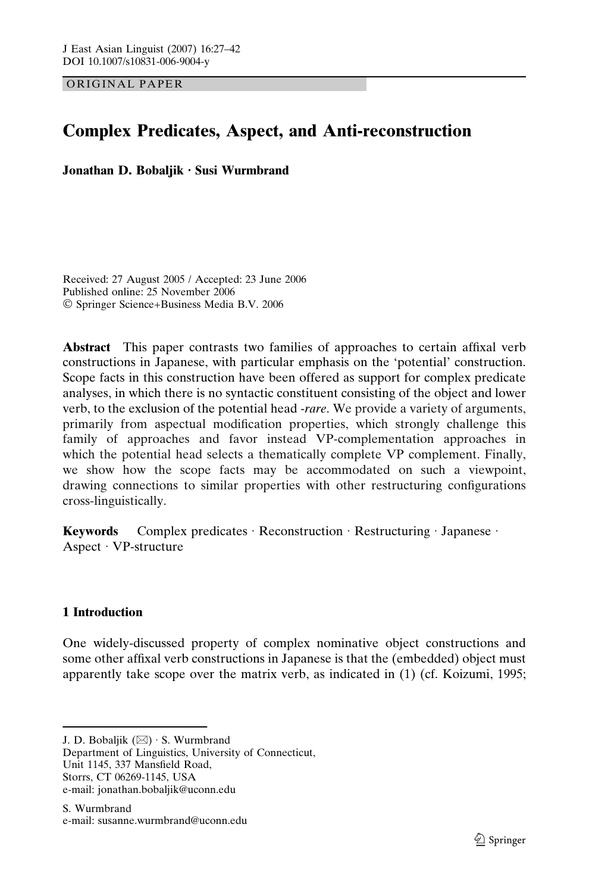ORIGINAL PAPER

# Complex Predicates, Aspect, and Anti-reconstruction

**Jonathan D. Bobaljik · Susi Wurmbrand**

Received: 27 August 2005 / Accepted: 23 June 2006
Published online: 25 November 2006
© Springer Science+Business Media B.V. 2006

**Abstract** This paper contrasts two families of approaches to certain affixal verb constructions in Japanese, with particular emphasis on the 'potential' construction. Scope facts in this construction have been offered as support for complex predicate analyses, in which there is no syntactic constituent consisting of the object and lower verb, to the exclusion of the potential head *-rare*. We provide a variety of arguments, primarily from aspectual modification properties, which strongly challenge this family of approaches and favor instead VP-complementation approaches in which the potential head selects a thematically complete VP complement. Finally, we show how the scope facts may be accommodated on such a viewpoint, drawing connections to similar properties with other restructuring configurations cross-linguistically.

**Keywords** Complex predicates · Reconstruction · Restructuring · Japanese · Aspect · VP-structure

## 1 Introduction

One widely-discussed property of complex nominative object constructions and some other affixal verb constructions in Japanese is that the (embedded) object must apparently take scope over the matrix verb, as indicated in (1) (cf. Koizumi, 1995;

---

J. D. Bobaljik (✉) · S. Wurmbrand
Department of Linguistics, University of Connecticut,
Unit 1145, 337 Mansfield Road,
Storrs, CT 06269-1145, USA
e-mail: jonathan.bobaljik@uconn.edu

S. Wurmbrand
e-mail: susanne.wurmbrand@uconn.edu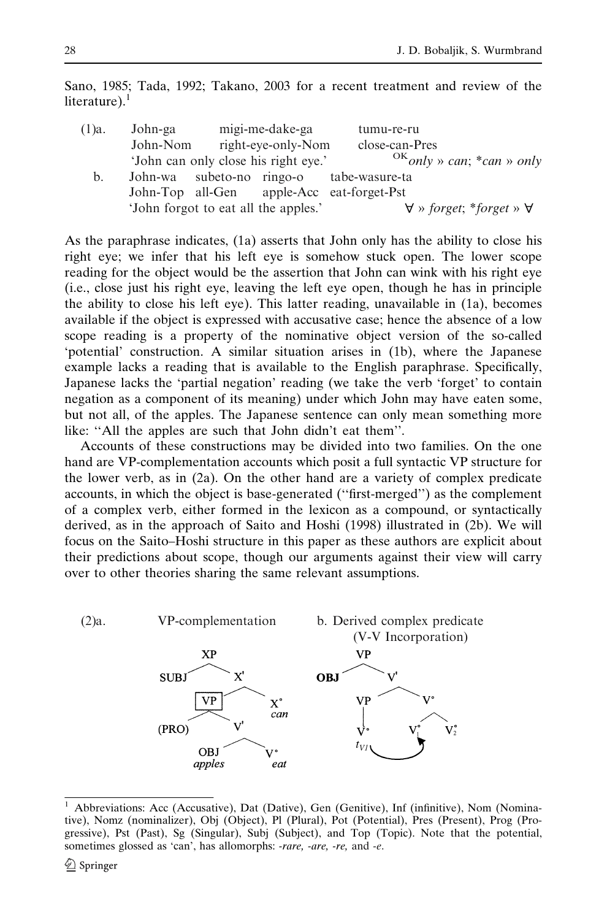Sano, 1985; Tada, 1992; Takano, 2003 for a recent treatment and review of the literature).[1]

(1)a. John-ga  migi-me-dake-ga  tumu-re-ru
John-Nom  right-eye-only-Nom  close-can-Pres
'John can only close his right eye.'  $^{\text{OK}}$*only* » *can*; \**can* » *only*

b. John-wa  subeto-no  ringo-o  tabe-wasure-ta
John-Top  all-Gen  apple-Acc  eat-forget-Pst
'John forgot to eat all the apples.'  ∀ » *forget*; \**forget* » ∀

As the paraphrase indicates, (1a) asserts that John only has the ability to close his right eye; we infer that his left eye is somehow stuck open. The lower scope reading for the object would be the assertion that John can wink with his right eye (i.e., close just his right eye, leaving the left eye open, though he has in principle the ability to close his left eye). This latter reading, unavailable in (1a), becomes available if the object is expressed with accusative case; hence the absence of a low scope reading is a property of the nominative object version of the so-called 'potential' construction. A similar situation arises in (1b), where the Japanese example lacks a reading that is available to the English paraphrase. Specifically, Japanese lacks the 'partial negation' reading (we take the verb 'forget' to contain negation as a component of its meaning) under which John may have eaten some, but not all, of the apples. The Japanese sentence can only mean something more like: "All the apples are such that John didn't eat them".

Accounts of these constructions may be divided into two families. On the one hand are VP-complementation accounts which posit a full syntactic VP structure for the lower verb, as in (2a). On the other hand are a variety of complex predicate accounts, in which the object is base-generated ("first-merged") as the complement of a complex verb, either formed in the lexicon as a compound, or syntactically derived, as in the approach of Saito and Hoshi (1998) illustrated in (2b). We will focus on the Saito–Hoshi structure in this paper as these authors are explicit about their predictions about scope, though our arguments against their view will carry over to other theories sharing the same relevant assumptions.

(2)a. VP-complementation

```
            XP
          /    \
      SUBJ      X'
              /    \
          [VP]      X°
          /  \      can
     (PRO)    V'
             /  \
          OBJ    V°
        apples   eat
```

b. Derived complex predicate (V-V Incorporation)

```
          VP
        /    \
     OBJ      V'
            /    \
          VP      V°
          |      /  \
          V°   V°1   V°2
         tV1 ------^
```

---

[1] Abbreviations: Acc (Accusative), Dat (Dative), Gen (Genitive), Inf (infinitive), Nom (Nominative), Nomz (nominalizer), Obj (Object), Pl (Plural), Pot (Potential), Pres (Present), Prog (Progressive), Pst (Past), Sg (Singular), Subj (Subject), and Top (Topic). Note that the potential, sometimes glossed as 'can', has allomorphs: *-rare, -are, -re,* and *-e*.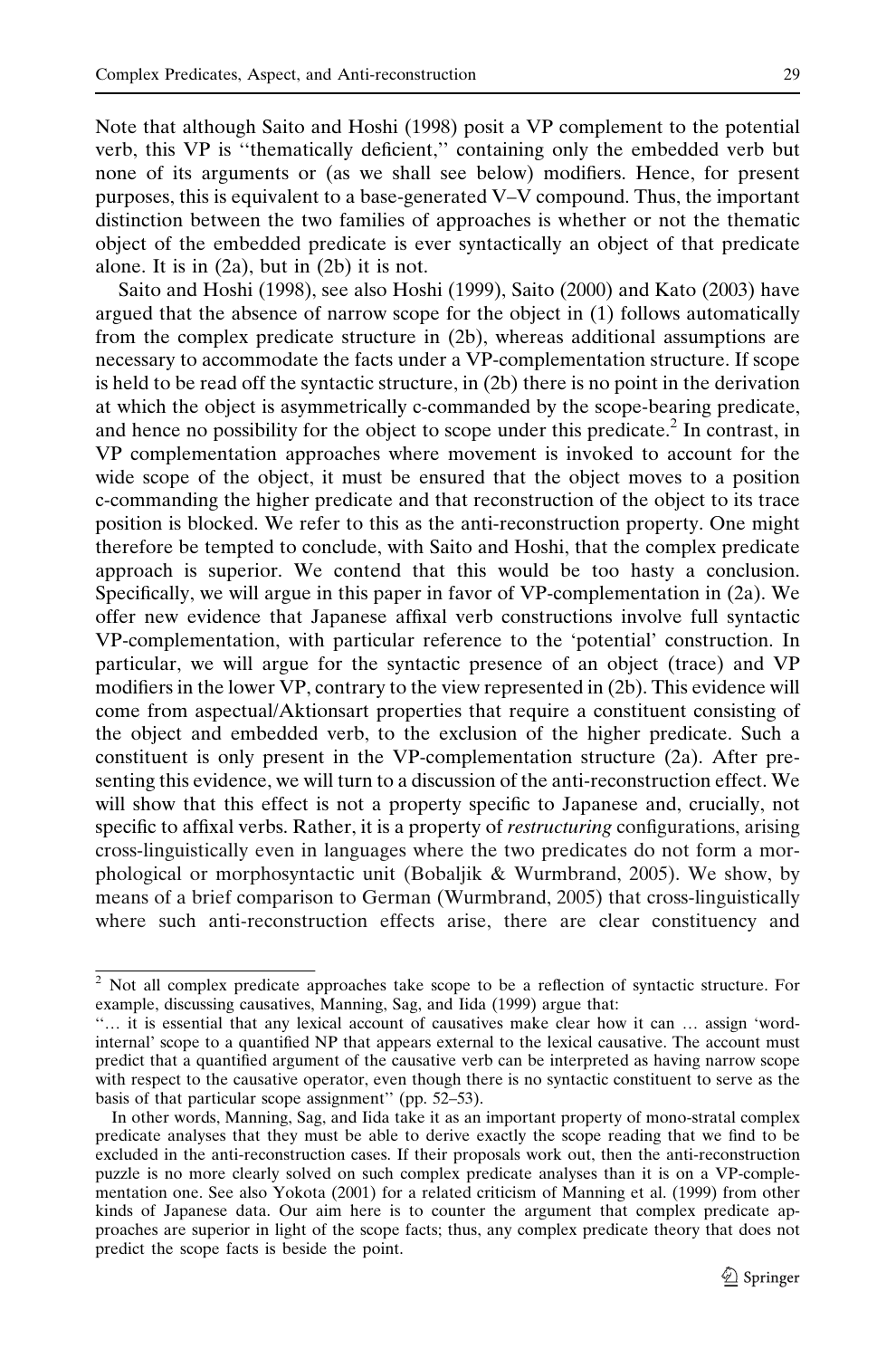Note that although Saito and Hoshi (1998) posit a VP complement to the potential verb, this VP is "thematically deficient," containing only the embedded verb but none of its arguments or (as we shall see below) modifiers. Hence, for present purposes, this is equivalent to a base-generated V–V compound. Thus, the important distinction between the two families of approaches is whether or not the thematic object of the embedded predicate is ever syntactically an object of that predicate alone. It is in (2a), but in (2b) it is not.

Saito and Hoshi (1998), see also Hoshi (1999), Saito (2000) and Kato (2003) have argued that the absence of narrow scope for the object in (1) follows automatically from the complex predicate structure in (2b), whereas additional assumptions are necessary to accommodate the facts under a VP-complementation structure. If scope is held to be read off the syntactic structure, in (2b) there is no point in the derivation at which the object is asymmetrically c-commanded by the scope-bearing predicate, and hence no possibility for the object to scope under this predicate.[2] In contrast, in VP complementation approaches where movement is invoked to account for the wide scope of the object, it must be ensured that the object moves to a position c-commanding the higher predicate and that reconstruction of the object to its trace position is blocked. We refer to this as the anti-reconstruction property. One might therefore be tempted to conclude, with Saito and Hoshi, that the complex predicate approach is superior. We contend that this would be too hasty a conclusion. Specifically, we will argue in this paper in favor of VP-complementation in (2a). We offer new evidence that Japanese affixal verb constructions involve full syntactic VP-complementation, with particular reference to the 'potential' construction. In particular, we will argue for the syntactic presence of an object (trace) and VP modifiers in the lower VP, contrary to the view represented in (2b). This evidence will come from aspectual/Aktionsart properties that require a constituent consisting of the object and embedded verb, to the exclusion of the higher predicate. Such a constituent is only present in the VP-complementation structure (2a). After presenting this evidence, we will turn to a discussion of the anti-reconstruction effect. We will show that this effect is not a property specific to Japanese and, crucially, not specific to affixal verbs. Rather, it is a property of *restructuring* configurations, arising cross-linguistically even in languages where the two predicates do not form a morphological or morphosyntactic unit (Bobaljik & Wurmbrand, 2005). We show, by means of a brief comparison to German (Wurmbrand, 2005) that cross-linguistically where such anti-reconstruction effects arise, there are clear constituency and

---

[2] Not all complex predicate approaches take scope to be a reflection of syntactic structure. For example, discussing causatives, Manning, Sag, and Iida (1999) argue that:

"… it is essential that any lexical account of causatives make clear how it can … assign 'word-internal' scope to a quantified NP that appears external to the lexical causative. The account must predict that a quantified argument of the causative verb can be interpreted as having narrow scope with respect to the causative operator, even though there is no syntactic constituent to serve as the basis of that particular scope assignment" (pp. 52–53).

In other words, Manning, Sag, and Iida take it as an important property of mono-stratal complex predicate analyses that they must be able to derive exactly the scope reading that we find to be excluded in the anti-reconstruction cases. If their proposals work out, then the anti-reconstruction puzzle is no more clearly solved on such complex predicate analyses than it is on a VP-complementation one. See also Yokota (2001) for a related criticism of Manning et al. (1999) from other kinds of Japanese data. Our aim here is to counter the argument that complex predicate approaches are superior in light of the scope facts; thus, any complex predicate theory that does not predict the scope facts is beside the point.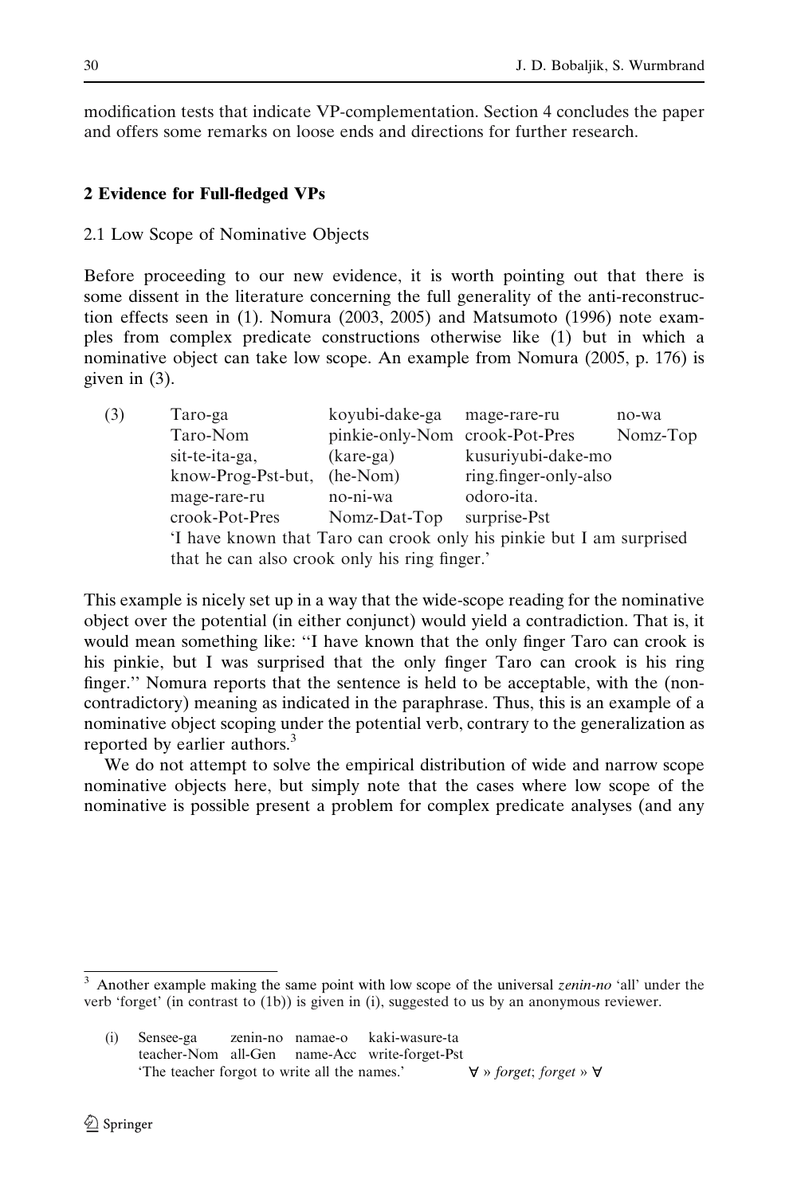modification tests that indicate VP-complementation. Section 4 concludes the paper and offers some remarks on loose ends and directions for further research.

## 2 Evidence for Full-fledged VPs

### 2.1 Low Scope of Nominative Objects

Before proceeding to our new evidence, it is worth pointing out that there is some dissent in the literature concerning the full generality of the anti-reconstruction effects seen in (1). Nomura (2003, 2005) and Matsumoto (1996) note examples from complex predicate constructions otherwise like (1) but in which a nominative object can take low scope. An example from Nomura (2005, p. 176) is given in (3).

(3)

| Taro-ga | koyubi-dake-ga | mage-rare-ru | no-wa |
|---|---|---|---|
| Taro-Nom | pinkie-only-Nom | crook-Pot-Pres | Nomz-Top |
| sit-te-ita-ga, | (kare-ga) | kusuriyubi-dake-mo | |
| know-Prog-Pst-but, | (he-Nom) | ring.finger-only-also | |
| mage-rare-ru | no-ni-wa | odoro-ita. | |
| crook-Pot-Pres | Nomz-Dat-Top | surprise-Pst | |

'I have known that Taro can crook only his pinkie but I am surprised that he can also crook only his ring finger.'

This example is nicely set up in a way that the wide-scope reading for the nominative object over the potential (in either conjunct) would yield a contradiction. That is, it would mean something like: "I have known that the only finger Taro can crook is his pinkie, but I was surprised that the only finger Taro can crook is his ring finger." Nomura reports that the sentence is held to be acceptable, with the (non-contradictory) meaning as indicated in the paraphrase. Thus, this is an example of a nominative object scoping under the potential verb, contrary to the generalization as reported by earlier authors.[3]

We do not attempt to solve the empirical distribution of wide and narrow scope nominative objects here, but simply note that the cases where low scope of the nominative is possible present a problem for complex predicate analyses (and any

---

[3] Another example making the same point with low scope of the universal *zenin-no* 'all' under the verb 'forget' (in contrast to (1b)) is given in (i), suggested to us by an anonymous reviewer.

(i)

| Sensee-ga | zenin-no | namae-o | kaki-wasure-ta |
|---|---|---|---|
| teacher-Nom | all-Gen | name-Acc | write-forget-Pst |

'The teacher forgot to write all the names.' $\forall \gg$ *forget*; *forget* $\gg \forall$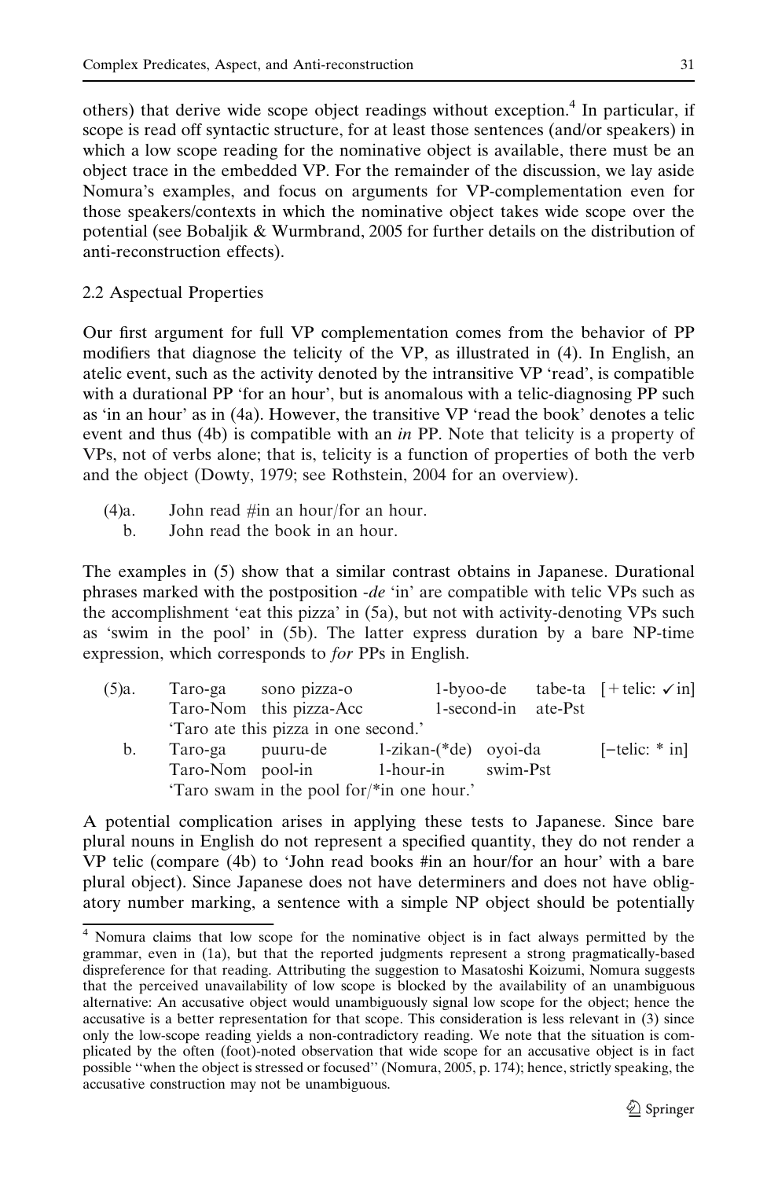others) that derive wide scope object readings without exception.[4] In particular, if scope is read off syntactic structure, for at least those sentences (and/or speakers) in which a low scope reading for the nominative object is available, there must be an object trace in the embedded VP. For the remainder of the discussion, we lay aside Nomura's examples, and focus on arguments for VP-complementation even for those speakers/contexts in which the nominative object takes wide scope over the potential (see Bobaljik & Wurmbrand, 2005 for further details on the distribution of anti-reconstruction effects).

### 2.2 Aspectual Properties

Our first argument for full VP complementation comes from the behavior of PP modifiers that diagnose the telicity of the VP, as illustrated in (4). In English, an atelic event, such as the activity denoted by the intransitive VP 'read', is compatible with a durational PP 'for an hour', but is anomalous with a telic-diagnosing PP such as 'in an hour' as in (4a). However, the transitive VP 'read the book' denotes a telic event and thus (4b) is compatible with an *in* PP. Note that telicity is a property of VPs, not of verbs alone; that is, telicity is a function of properties of both the verb and the object (Dowty, 1979; see Rothstein, 2004 for an overview).

(4)a. John read #in an hour/for an hour.
   b. John read the book in an hour.

The examples in (5) show that a similar contrast obtains in Japanese. Durational phrases marked with the postposition *-de* 'in' are compatible with telic VPs such as the accomplishment 'eat this pizza' in (5a), but not with activity-denoting VPs such as 'swim in the pool' in (5b). The latter express duration by a bare NP-time expression, which corresponds to *for* PPs in English.

(5)a. Taro-ga sono pizza-o 1-byoo-de tabe-ta [+telic: ✓in]
   Taro-Nom this pizza-Acc 1-second-in ate-Pst
   'Taro ate this pizza in one second.'
   b. Taro-ga puuru-de 1-zikan-(*de) oyoi-da [−telic: * in]
   Taro-Nom pool-in 1-hour-in swim-Pst
   'Taro swam in the pool for/*in one hour.'

A potential complication arises in applying these tests to Japanese. Since bare plural nouns in English do not represent a specified quantity, they do not render a VP telic (compare (4b) to 'John read books #in an hour/for an hour' with a bare plural object). Since Japanese does not have determiners and does not have obligatory number marking, a sentence with a simple NP object should be potentially

---

[4] Nomura claims that low scope for the nominative object is in fact always permitted by the grammar, even in (1a), but that the reported judgments represent a strong pragmatically-based dispreference for that reading. Attributing the suggestion to Masatoshi Koizumi, Nomura suggests that the perceived unavailability of low scope is blocked by the availability of an unambiguous alternative: An accusative object would unambiguously signal low scope for the object; hence the accusative is a better representation for that scope. This consideration is less relevant in (3) since only the low-scope reading yields a non-contradictory reading. We note that the situation is complicated by the often (foot)-noted observation that wide scope for an accusative object is in fact possible "when the object is stressed or focused" (Nomura, 2005, p. 174); hence, strictly speaking, the accusative construction may not be unambiguous.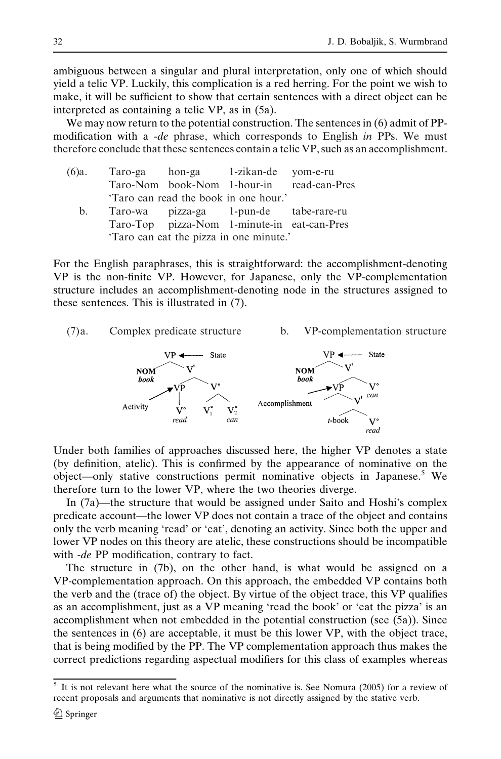ambiguous between a singular and plural interpretation, only one of which should yield a telic VP. Luckily, this complication is a red herring. For the point we wish to make, it will be sufficient to show that certain sentences with a direct object can be interpreted as containing a telic VP, as in (5a).

We may now return to the potential construction. The sentences in (6) admit of PP-modification with a *-de* phrase, which corresponds to English *in* PPs. We must therefore conclude that these sentences contain a telic VP, such as an accomplishment.

(6)a. Taro-ga hon-ga 1-zikan-de yom-e-ru
Taro-Nom book-Nom 1-hour-in read-can-Pres
'Taro can read the book in one hour.'

b. Taro-wa pizza-ga 1-pun-de tabe-rare-ru
Taro-Top pizza-Nom 1-minute-in eat-can-Pres
'Taro can eat the pizza in one minute.'

For the English paraphrases, this is straightforward: the accomplishment-denoting VP is the non-finite VP. However, for Japanese, only the VP-complementation structure includes an accomplishment-denoting node in the structures assigned to these sentences. This is illustrated in (7).

(7)a. Complex predicate structure b. VP-complementation structure

```
a.        VP  <---- State
         /  \
      NOM    V'
      book  /  \
    ---> VP     V°
Activity  |    /  \
          V°  V°1  V°2
         read      can

b.        VP  <---- State
         /  \
      NOM    V'
      book  /  \
        ---> VP   V°
Accomplishment / \  can
                  V'
                 /  \
            t-book   V°
                    read
```

Under both families of approaches discussed here, the higher VP denotes a state (by definition, atelic). This is confirmed by the appearance of nominative on the object—only stative constructions permit nominative objects in Japanese.[5] We therefore turn to the lower VP, where the two theories diverge.

In (7a)—the structure that would be assigned under Saito and Hoshi's complex predicate account—the lower VP does not contain a trace of the object and contains only the verb meaning 'read' or 'eat', denoting an activity. Since both the upper and lower VP nodes on this theory are atelic, these constructions should be incompatible with *-de* PP modification, contrary to fact.

The structure in (7b), on the other hand, is what would be assigned on a VP-complementation approach. On this approach, the embedded VP contains both the verb and the (trace of) the object. By virtue of the object trace, this VP qualifies as an accomplishment, just as a VP meaning 'read the book' or 'eat the pizza' is an accomplishment when not embedded in the potential construction (see (5a)). Since the sentences in (6) are acceptable, it must be this lower VP, with the object trace, that is being modified by the PP. The VP complementation approach thus makes the correct predictions regarding aspectual modifiers for this class of examples whereas

[5] It is not relevant here what the source of the nominative is. See Nomura (2005) for a review of recent proposals and arguments that nominative is not directly assigned by the stative verb.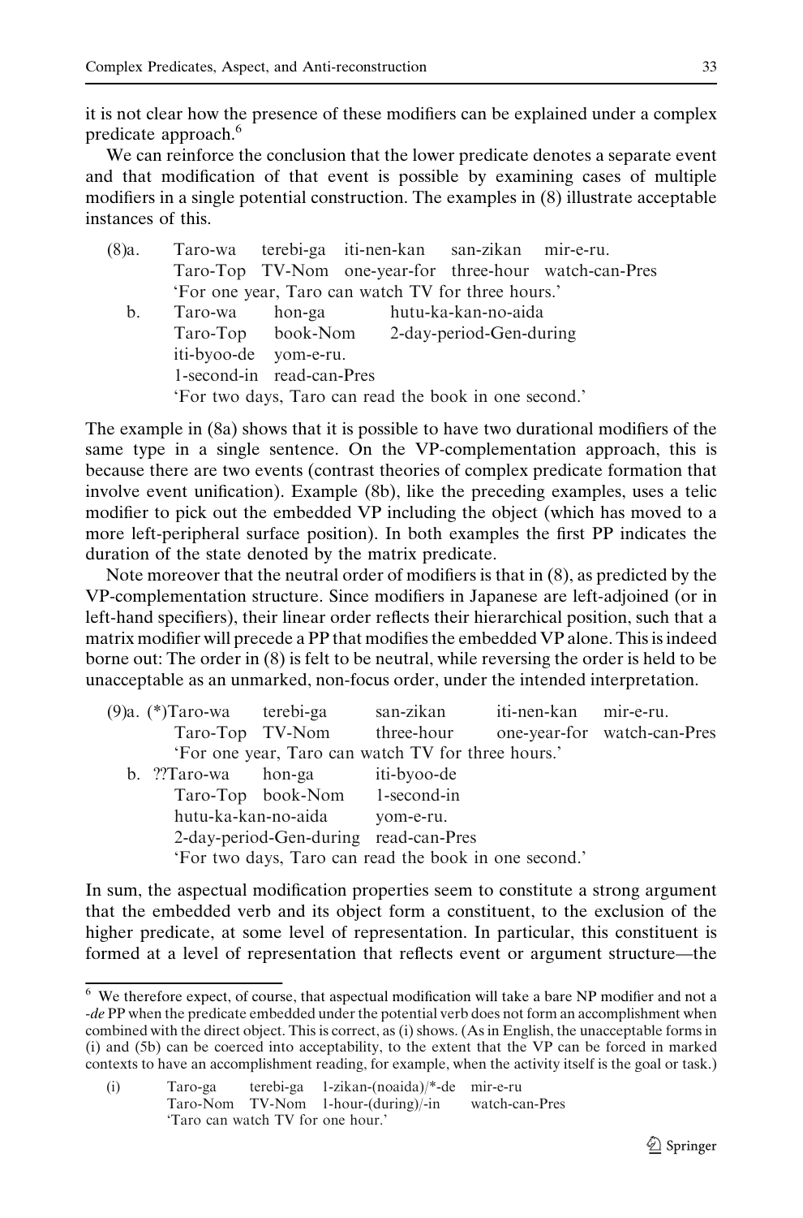it is not clear how the presence of these modifiers can be explained under a complex predicate approach.[6]

We can reinforce the conclusion that the lower predicate denotes a separate event and that modification of that event is possible by examining cases of multiple modifiers in a single potential construction. The examples in (8) illustrate acceptable instances of this.

(8)a. Taro-wa terebi-ga iti-nen-kan san-zikan mir-e-ru.
Taro-Top TV-Nom one-year-for three-hour watch-can-Pres
'For one year, Taro can watch TV for three hours.'

b. Taro-wa hon-ga hutu-ka-kan-no-aida
Taro-Top book-Nom 2-day-period-Gen-during
iti-byoo-de yom-e-ru.
1-second-in read-can-Pres
'For two days, Taro can read the book in one second.'

The example in (8a) shows that it is possible to have two durational modifiers of the same type in a single sentence. On the VP-complementation approach, this is because there are two events (contrast theories of complex predicate formation that involve event unification). Example (8b), like the preceding examples, uses a telic modifier to pick out the embedded VP including the object (which has moved to a more left-peripheral surface position). In both examples the first PP indicates the duration of the state denoted by the matrix predicate.

Note moreover that the neutral order of modifiers is that in (8), as predicted by the VP-complementation structure. Since modifiers in Japanese are left-adjoined (or in left-hand specifiers), their linear order reflects their hierarchical position, such that a matrix modifier will precede a PP that modifies the embedded VP alone. This is indeed borne out: The order in (8) is felt to be neutral, while reversing the order is held to be unacceptable as an unmarked, non-focus order, under the intended interpretation.

(9)a. (*)Taro-wa terebi-ga san-zikan iti-nen-kan mir-e-ru.
Taro-Top TV-Nom three-hour one-year-for watch-can-Pres
'For one year, Taro can watch TV for three hours.'

b. ??Taro-wa hon-ga iti-byoo-de
Taro-Top book-Nom 1-second-in
hutu-ka-kan-no-aida yom-e-ru.
2-day-period-Gen-during read-can-Pres
'For two days, Taro can read the book in one second.'

In sum, the aspectual modification properties seem to constitute a strong argument that the embedded verb and its object form a constituent, to the exclusion of the higher predicate, at some level of representation. In particular, this constituent is formed at a level of representation that reflects event or argument structure—the

---

[6] We therefore expect, of course, that aspectual modification will take a bare NP modifier and not a *-de* PP when the predicate embedded under the potential verb does not form an accomplishment when combined with the direct object. This is correct, as (i) shows. (As in English, the unacceptable forms in (i) and (5b) can be coerced into acceptability, to the extent that the VP can be forced in marked contexts to have an accomplishment reading, for example, when the activity itself is the goal or task.)

(i) Taro-ga terebi-ga 1-zikan-(noaida)/*-de mir-e-ru
Taro-Nom TV-Nom 1-hour-(during)/-in watch-can-Pres
'Taro can watch TV for one hour.'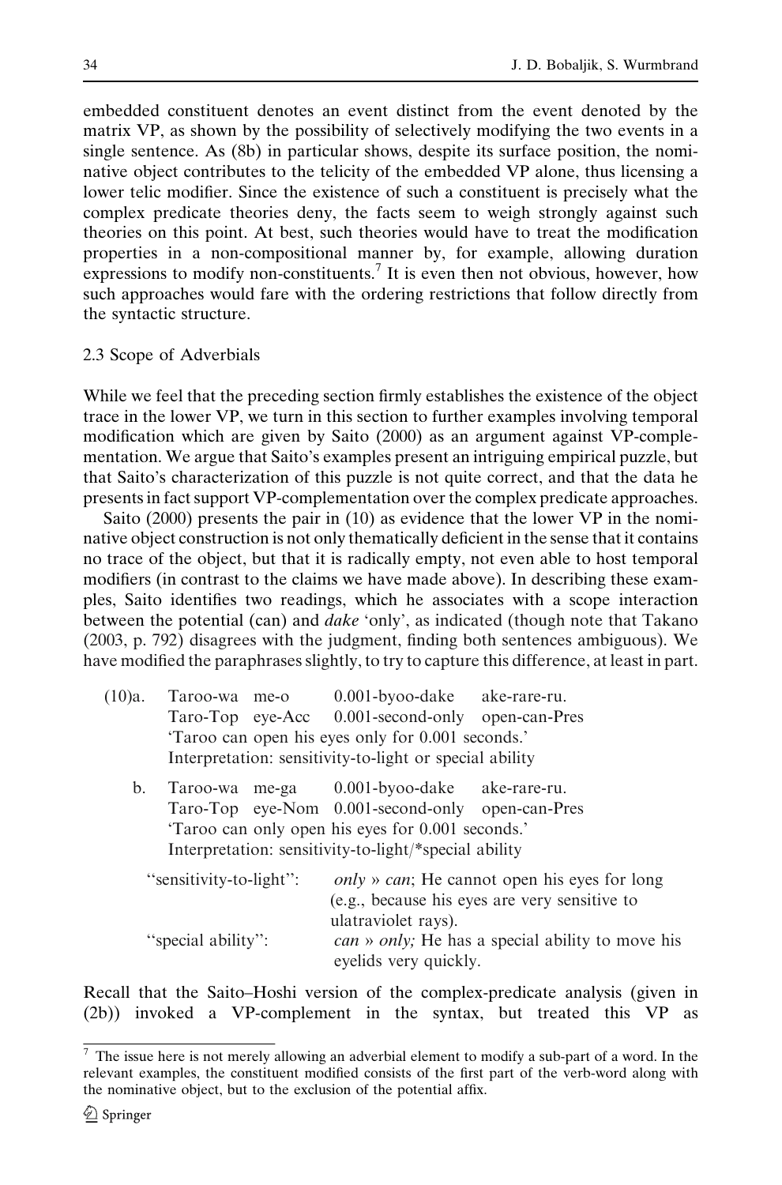embedded constituent denotes an event distinct from the event denoted by the matrix VP, as shown by the possibility of selectively modifying the two events in a single sentence. As (8b) in particular shows, despite its surface position, the nominative object contributes to the telicity of the embedded VP alone, thus licensing a lower telic modifier. Since the existence of such a constituent is precisely what the complex predicate theories deny, the facts seem to weigh strongly against such theories on this point. At best, such theories would have to treat the modification properties in a non-compositional manner by, for example, allowing duration expressions to modify non-constituents.[7] It is even then not obvious, however, how such approaches would fare with the ordering restrictions that follow directly from the syntactic structure.

### 2.3 Scope of Adverbials

While we feel that the preceding section firmly establishes the existence of the object trace in the lower VP, we turn in this section to further examples involving temporal modification which are given by Saito (2000) as an argument against VP-complementation. We argue that Saito's examples present an intriguing empirical puzzle, but that Saito's characterization of this puzzle is not quite correct, and that the data he presents in fact support VP-complementation over the complex predicate approaches.

Saito (2000) presents the pair in (10) as evidence that the lower VP in the nominative object construction is not only thematically deficient in the sense that it contains no trace of the object, but that it is radically empty, not even able to host temporal modifiers (in contrast to the claims we have made above). In describing these examples, Saito identifies two readings, which he associates with a scope interaction between the potential (can) and *dake* 'only', as indicated (though note that Takano (2003, p. 792) disagrees with the judgment, finding both sentences ambiguous). We have modified the paraphrases slightly, to try to capture this difference, at least in part.

(10)a. Taroo-wa me-o 0.001-byoo-dake ake-rare-ru.
Taro-Top eye-Acc 0.001-second-only open-can-Pres
'Taroo can open his eyes only for 0.001 seconds.'
Interpretation: sensitivity-to-light or special ability

b. Taroo-wa me-ga 0.001-byoo-dake ake-rare-ru.
Taro-Top eye-Nom 0.001-second-only open-can-Pres
'Taroo can only open his eyes for 0.001 seconds.'
Interpretation: sensitivity-to-light/*special ability

"sensitivity-to-light": *only* » *can*; He cannot open his eyes for long (e.g., because his eyes are very sensitive to ulatraviolet rays).

"special ability": *can* » *only;* He has a special ability to move his eyelids very quickly.

Recall that the Saito–Hoshi version of the complex-predicate analysis (given in (2b)) invoked a VP-complement in the syntax, but treated this VP as

---

[7] The issue here is not merely allowing an adverbial element to modify a sub-part of a word. In the relevant examples, the constituent modified consists of the first part of the verb-word along with the nominative object, but to the exclusion of the potential affix.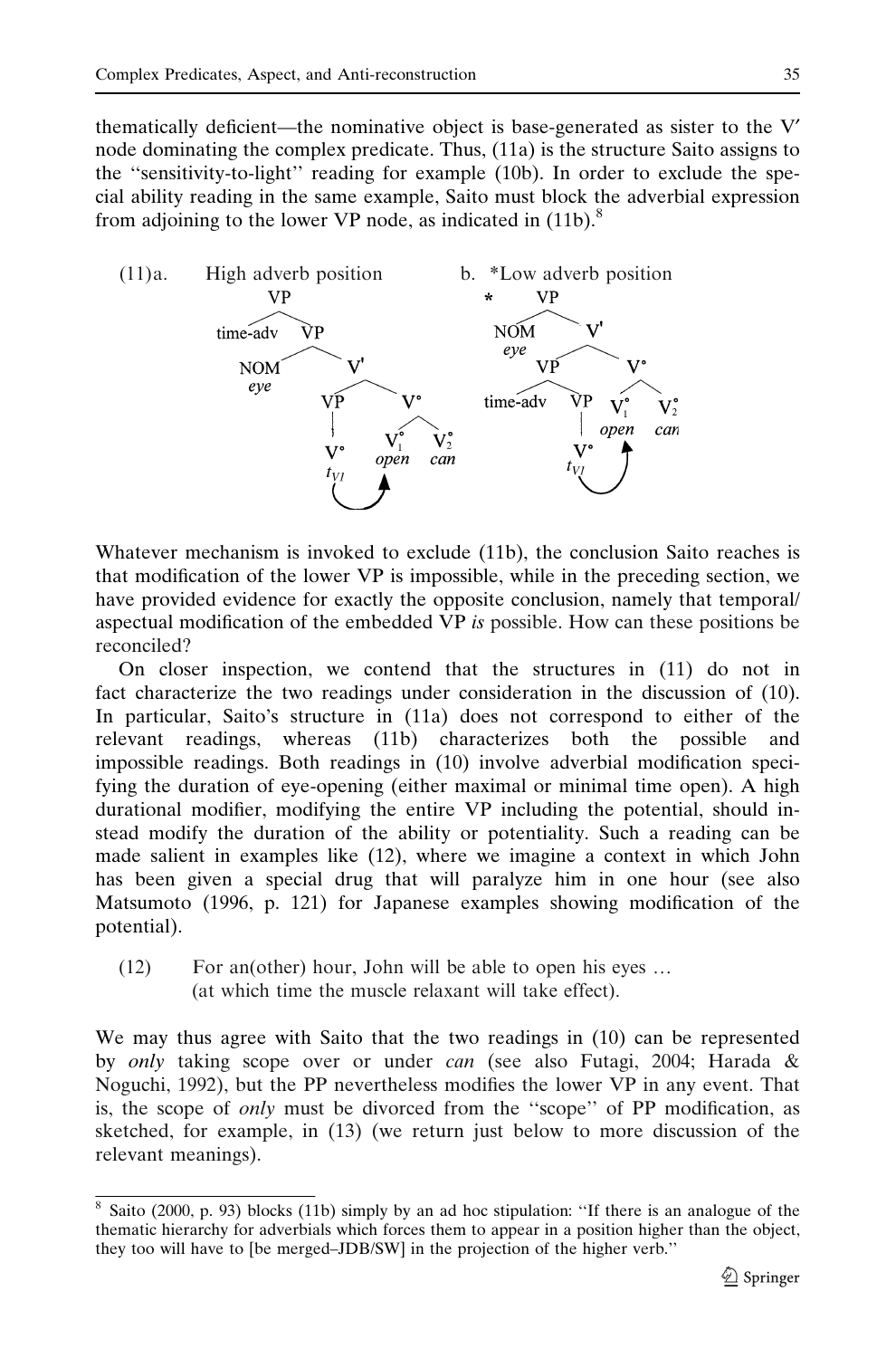thematically deficient—the nominative object is base-generated as sister to the V′ node dominating the complex predicate. Thus, (11a) is the structure Saito assigns to the ''sensitivity-to-light'' reading for example (10b). In order to exclude the special ability reading in the same example, Saito must block the adverbial expression from adjoining to the lower VP node, as indicated in (11b).[8]

(11)a. High adverb position

```
VP
├── time-adv
└── VP
    ├── NOM (eye)
    └── V'
        ├── VP
        │   └── V° (t_V1)
        └── V°
            ├── V°1 (open)
            └── V°2 (can)
```

b. *Low adverb position

```
* VP
├── NOM (eye)
└── V'
    ├── VP
    │   ├── time-adv
    │   └── VP
    │       └── V° (t_V1)
    └── V°
        ├── V°1 (open)
        └── V°2 (can)
```

Whatever mechanism is invoked to exclude (11b), the conclusion Saito reaches is that modification of the lower VP is impossible, while in the preceding section, we have provided evidence for exactly the opposite conclusion, namely that temporal/aspectual modification of the embedded VP *is* possible. How can these positions be reconciled?

On closer inspection, we contend that the structures in (11) do not in fact characterize the two readings under consideration in the discussion of (10). In particular, Saito's structure in (11a) does not correspond to either of the relevant readings, whereas (11b) characterizes both the possible and impossible readings. Both readings in (10) involve adverbial modification specifying the duration of eye-opening (either maximal or minimal time open). A high durational modifier, modifying the entire VP including the potential, should instead modify the duration of the ability or potentiality. Such a reading can be made salient in examples like (12), where we imagine a context in which John has been given a special drug that will paralyze him in one hour (see also Matsumoto (1996, p. 121) for Japanese examples showing modification of the potential).

(12) For an(other) hour, John will be able to open his eyes …
(at which time the muscle relaxant will take effect).

We may thus agree with Saito that the two readings in (10) can be represented by *only* taking scope over or under *can* (see also Futagi, 2004; Harada & Noguchi, 1992), but the PP nevertheless modifies the lower VP in any event. That is, the scope of *only* must be divorced from the ''scope'' of PP modification, as sketched, for example, in (13) (we return just below to more discussion of the relevant meanings).

---

[8] Saito (2000, p. 93) blocks (11b) simply by an ad hoc stipulation: ''If there is an analogue of the thematic hierarchy for adverbials which forces them to appear in a position higher than the object, they too will have to [be merged–JDB/SW] in the projection of the higher verb.''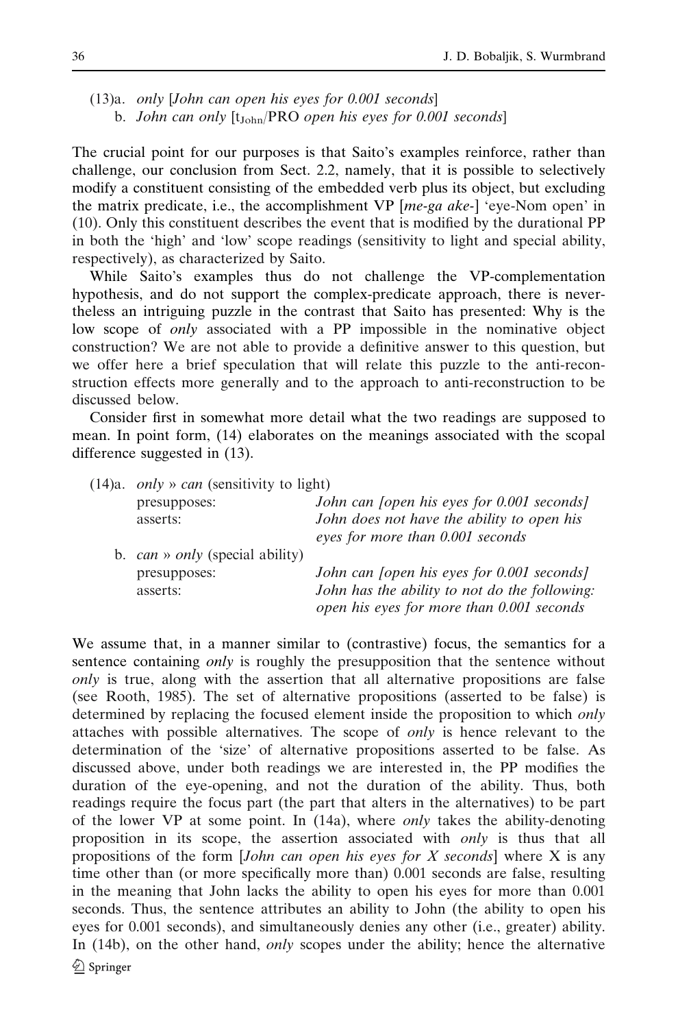(13)a. *only [John can open his eyes for 0.001 seconds]*
b. *John can only* [$t_{John}$/PRO *open his eyes for 0.001 seconds*]

The crucial point for our purposes is that Saito's examples reinforce, rather than challenge, our conclusion from Sect. 2.2, namely, that it is possible to selectively modify a constituent consisting of the embedded verb plus its object, but excluding the matrix predicate, i.e., the accomplishment VP [*me-ga ake-*] 'eye-Nom open' in (10). Only this constituent describes the event that is modified by the durational PP in both the 'high' and 'low' scope readings (sensitivity to light and special ability, respectively), as characterized by Saito.

While Saito's examples thus do not challenge the VP-complementation hypothesis, and do not support the complex-predicate approach, there is nevertheless an intriguing puzzle in the contrast that Saito has presented: Why is the low scope of *only* associated with a PP impossible in the nominative object construction? We are not able to provide a definitive answer to this question, but we offer here a brief speculation that will relate this puzzle to the anti-reconstruction effects more generally and to the approach to anti-reconstruction to be discussed below.

Consider first in somewhat more detail what the two readings are supposed to mean. In point form, (14) elaborates on the meanings associated with the scopal difference suggested in (13).

(14)a. *only* » *can* (sensitivity to light)

| | |
|---|---|
| presupposes: | *John can [open his eyes for 0.001 seconds]* |
| asserts: | *John does not have the ability to open his eyes for more than 0.001 seconds* |

b. *can* » *only* (special ability)

| | |
|---|---|
| presupposes: | *John can [open his eyes for 0.001 seconds]* |
| asserts: | *John has the ability to not do the following: open his eyes for more than 0.001 seconds* |

We assume that, in a manner similar to (contrastive) focus, the semantics for a sentence containing *only* is roughly the presupposition that the sentence without *only* is true, along with the assertion that all alternative propositions are false (see Rooth, 1985). The set of alternative propositions (asserted to be false) is determined by replacing the focused element inside the proposition to which *only* attaches with possible alternatives. The scope of *only* is hence relevant to the determination of the 'size' of alternative propositions asserted to be false. As discussed above, under both readings we are interested in, the PP modifies the duration of the eye-opening, and not the duration of the ability. Thus, both readings require the focus part (the part that alters in the alternatives) to be part of the lower VP at some point. In (14a), where *only* takes the ability-denoting proposition in its scope, the assertion associated with *only* is thus that all propositions of the form [*John can open his eyes for X seconds*] where X is any time other than (or more specifically more than) 0.001 seconds are false, resulting in the meaning that John lacks the ability to open his eyes for more than 0.001 seconds. Thus, the sentence attributes an ability to John (the ability to open his eyes for 0.001 seconds), and simultaneously denies any other (i.e., greater) ability. In (14b), on the other hand, *only* scopes under the ability; hence the alternative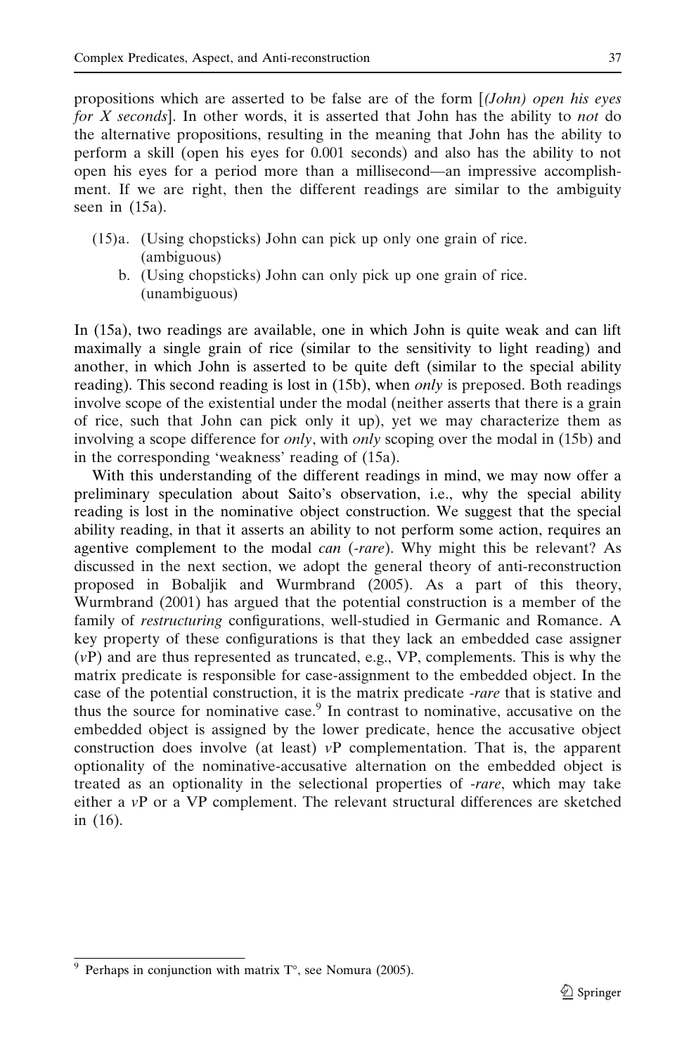propositions which are asserted to be false are of the form [*(John) open his eyes for X seconds*]. In other words, it is asserted that John has the ability to *not* do the alternative propositions, resulting in the meaning that John has the ability to perform a skill (open his eyes for 0.001 seconds) and also has the ability to not open his eyes for a period more than a millisecond—an impressive accomplishment. If we are right, then the different readings are similar to the ambiguity seen in (15a).

(15)a. (Using chopsticks) John can pick up only one grain of rice. (ambiguous)

b. (Using chopsticks) John can only pick up one grain of rice. (unambiguous)

In (15a), two readings are available, one in which John is quite weak and can lift maximally a single grain of rice (similar to the sensitivity to light reading) and another, in which John is asserted to be quite deft (similar to the special ability reading). This second reading is lost in (15b), when *only* is preposed. Both readings involve scope of the existential under the modal (neither asserts that there is a grain of rice, such that John can pick only it up), yet we may characterize them as involving a scope difference for *only*, with *only* scoping over the modal in (15b) and in the corresponding 'weakness' reading of (15a).

With this understanding of the different readings in mind, we may now offer a preliminary speculation about Saito's observation, i.e., why the special ability reading is lost in the nominative object construction. We suggest that the special ability reading, in that it asserts an ability to not perform some action, requires an agentive complement to the modal *can* (*-rare*). Why might this be relevant? As discussed in the next section, we adopt the general theory of anti-reconstruction proposed in Bobaljik and Wurmbrand (2005). As a part of this theory, Wurmbrand (2001) has argued that the potential construction is a member of the family of *restructuring* configurations, well-studied in Germanic and Romance. A key property of these configurations is that they lack an embedded case assigner (*v*P) and are thus represented as truncated, e.g., VP, complements. This is why the matrix predicate is responsible for case-assignment to the embedded object. In the case of the potential construction, it is the matrix predicate *-rare* that is stative and thus the source for nominative case.[9] In contrast to nominative, accusative on the embedded object is assigned by the lower predicate, hence the accusative object construction does involve (at least) *v*P complementation. That is, the apparent optionality of the nominative-accusative alternation on the embedded object is treated as an optionality in the selectional properties of *-rare*, which may take either a *v*P or a VP complement. The relevant structural differences are sketched in (16).

---

[9] Perhaps in conjunction with matrix T°, see Nomura (2005).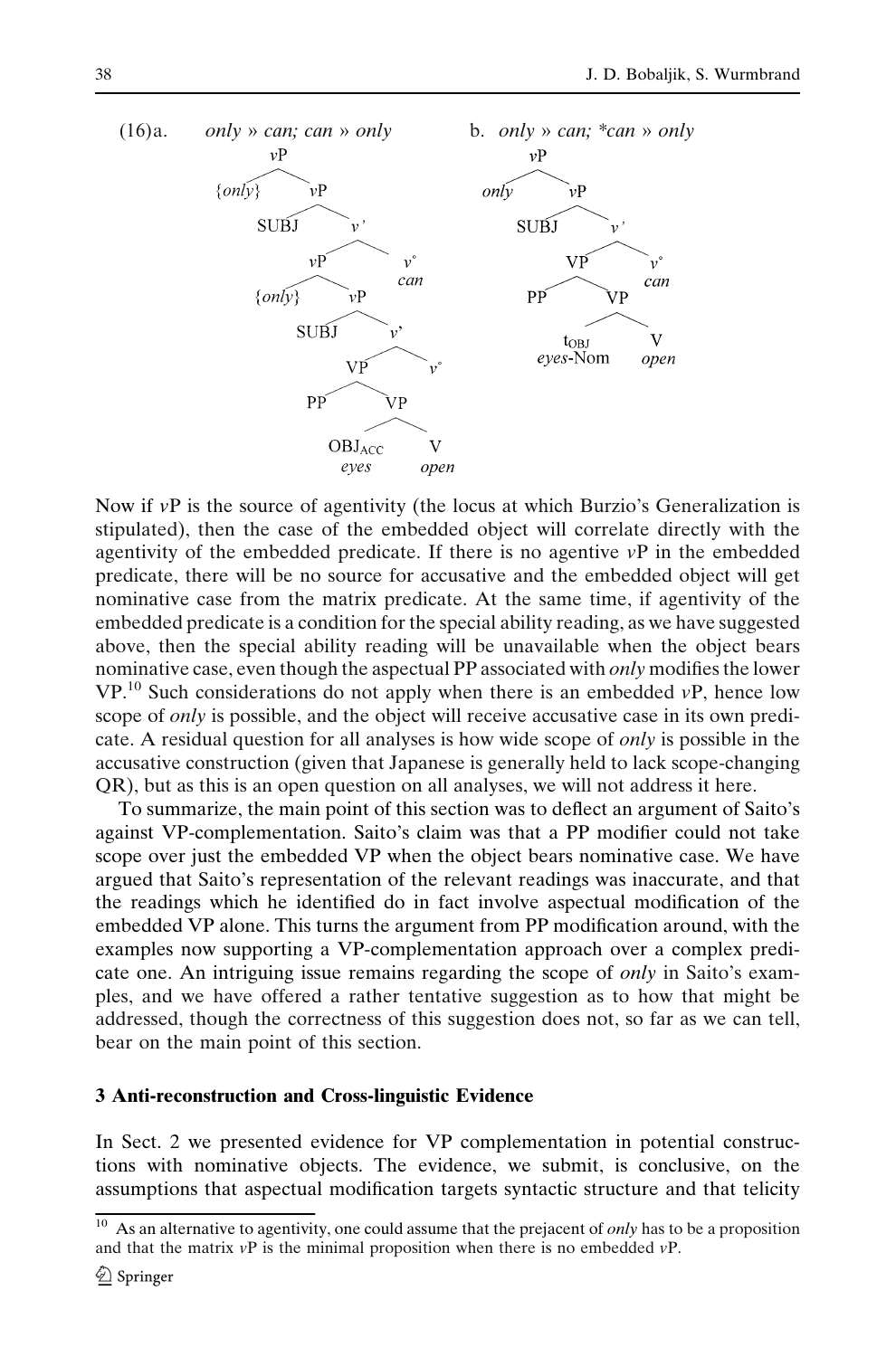(16)a. *only* » *can; can* » *only*

```
vP
├── {only}
└── vP
    ├── SUBJ
    └── v'
        ├── vP
        │   ├── {only}
        │   └── vP
        │       ├── SUBJ
        │       └── v'
        │           ├── VP
        │           │   ├── PP
        │           │   └── VP
        │           │       ├── OBJ_ACC (eyes)
        │           │       └── V (open)
        │           └── v°
        └── v° (can)
```

b. *only* » *can; \*can* » *only*

```
vP
├── only
└── vP
    ├── SUBJ
    └── v'
        ├── VP
        │   ├── PP
        │   └── VP
        │       ├── t_OBJ (eyes-Nom)
        │       └── V (open)
        └── v° (can)
```

Now if *v*P is the source of agentivity (the locus at which Burzio's Generalization is stipulated), then the case of the embedded object will correlate directly with the agentivity of the embedded predicate. If there is no agentive *v*P in the embedded predicate, there will be no source for accusative and the embedded object will get nominative case from the matrix predicate. At the same time, if agentivity of the embedded predicate is a condition for the special ability reading, as we have suggested above, then the special ability reading will be unavailable when the object bears nominative case, even though the aspectual PP associated with *only* modifies the lower VP.[10] Such considerations do not apply when there is an embedded *v*P, hence low scope of *only* is possible, and the object will receive accusative case in its own predicate. A residual question for all analyses is how wide scope of *only* is possible in the accusative construction (given that Japanese is generally held to lack scope-changing QR), but as this is an open question on all analyses, we will not address it here.

To summarize, the main point of this section was to deflect an argument of Saito's against VP-complementation. Saito's claim was that a PP modifier could not take scope over just the embedded VP when the object bears nominative case. We have argued that Saito's representation of the relevant readings was inaccurate, and that the readings which he identified do in fact involve aspectual modification of the embedded VP alone. This turns the argument from PP modification around, with the examples now supporting a VP-complementation approach over a complex predicate one. An intriguing issue remains regarding the scope of *only* in Saito's examples, and we have offered a rather tentative suggestion as to how that might be addressed, though the correctness of this suggestion does not, so far as we can tell, bear on the main point of this section.

## 3 Anti-reconstruction and Cross-linguistic Evidence

In Sect. 2 we presented evidence for VP complementation in potential constructions with nominative objects. The evidence, we submit, is conclusive, on the assumptions that aspectual modification targets syntactic structure and that telicity

[10] As an alternative to agentivity, one could assume that the prejacent of *only* has to be a proposition and that the matrix *v*P is the minimal proposition when there is no embedded *v*P.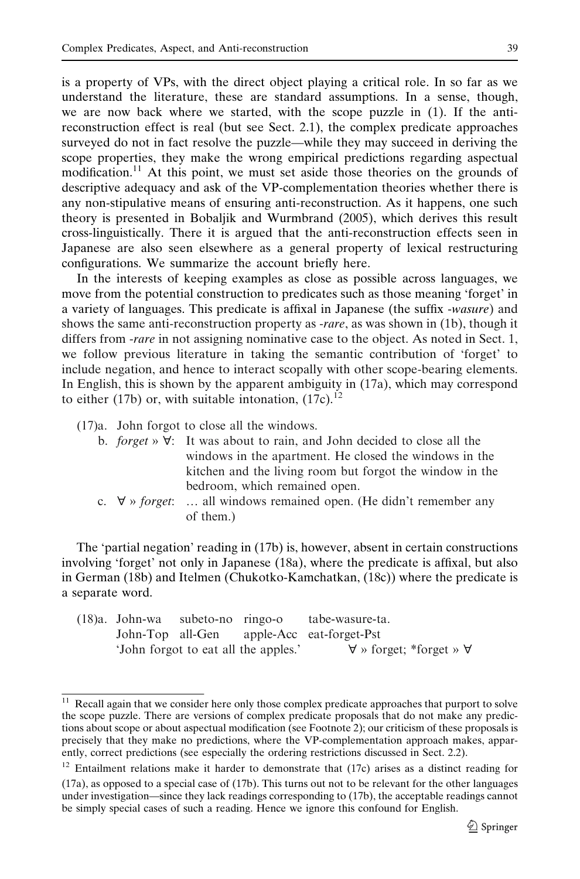is a property of VPs, with the direct object playing a critical role. In so far as we understand the literature, these are standard assumptions. In a sense, though, we are now back where we started, with the scope puzzle in (1). If the anti-reconstruction effect is real (but see Sect. 2.1), the complex predicate approaches surveyed do not in fact resolve the puzzle—while they may succeed in deriving the scope properties, they make the wrong empirical predictions regarding aspectual modification.[11] At this point, we must set aside those theories on the grounds of descriptive adequacy and ask of the VP-complementation theories whether there is any non-stipulative means of ensuring anti-reconstruction. As it happens, one such theory is presented in Bobaljik and Wurmbrand (2005), which derives this result cross-linguistically. There it is argued that the anti-reconstruction effects seen in Japanese are also seen elsewhere as a general property of lexical restructuring configurations. We summarize the account briefly here.

In the interests of keeping examples as close as possible across languages, we move from the potential construction to predicates such as those meaning 'forget' in a variety of languages. This predicate is affixal in Japanese (the suffix *-wasure*) and shows the same anti-reconstruction property as *-rare*, as was shown in (1b), though it differs from *-rare* in not assigning nominative case to the object. As noted in Sect. 1, we follow previous literature in taking the semantic contribution of 'forget' to include negation, and hence to interact scopally with other scope-bearing elements. In English, this is shown by the apparent ambiguity in (17a), which may correspond to either (17b) or, with suitable intonation, (17c).[12]

(17)a. John forgot to close all the windows.

b. *forget* » ∀: It was about to rain, and John decided to close all the windows in the apartment. He closed the windows in the kitchen and the living room but forgot the window in the bedroom, which remained open.

c. ∀ » *forget*: … all windows remained open. (He didn't remember any of them.)

The 'partial negation' reading in (17b) is, however, absent in certain constructions involving 'forget' not only in Japanese (18a), where the predicate is affixal, but also in German (18b) and Itelmen (Chukotko-Kamchatkan, (18c)) where the predicate is a separate word.

(18)a. John-wa subeto-no ringo-o tabe-wasure-ta.
John-Top all-Gen apple-Acc eat-forget-Pst
'John forgot to eat all the apples.' ∀ » forget; *forget » ∀

---

[11] Recall again that we consider here only those complex predicate approaches that purport to solve the scope puzzle. There are versions of complex predicate proposals that do not make any predictions about scope or about aspectual modification (see Footnote 2); our criticism of these proposals is precisely that they make no predictions, where the VP-complementation approach makes, apparently, correct predictions (see especially the ordering restrictions discussed in Sect. 2.2).

[12] Entailment relations make it harder to demonstrate that (17c) arises as a distinct reading for (17a), as opposed to a special case of (17b). This turns out not to be relevant for the other languages under investigation—since they lack readings corresponding to (17b), the acceptable readings cannot be simply special cases of such a reading. Hence we ignore this confound for English.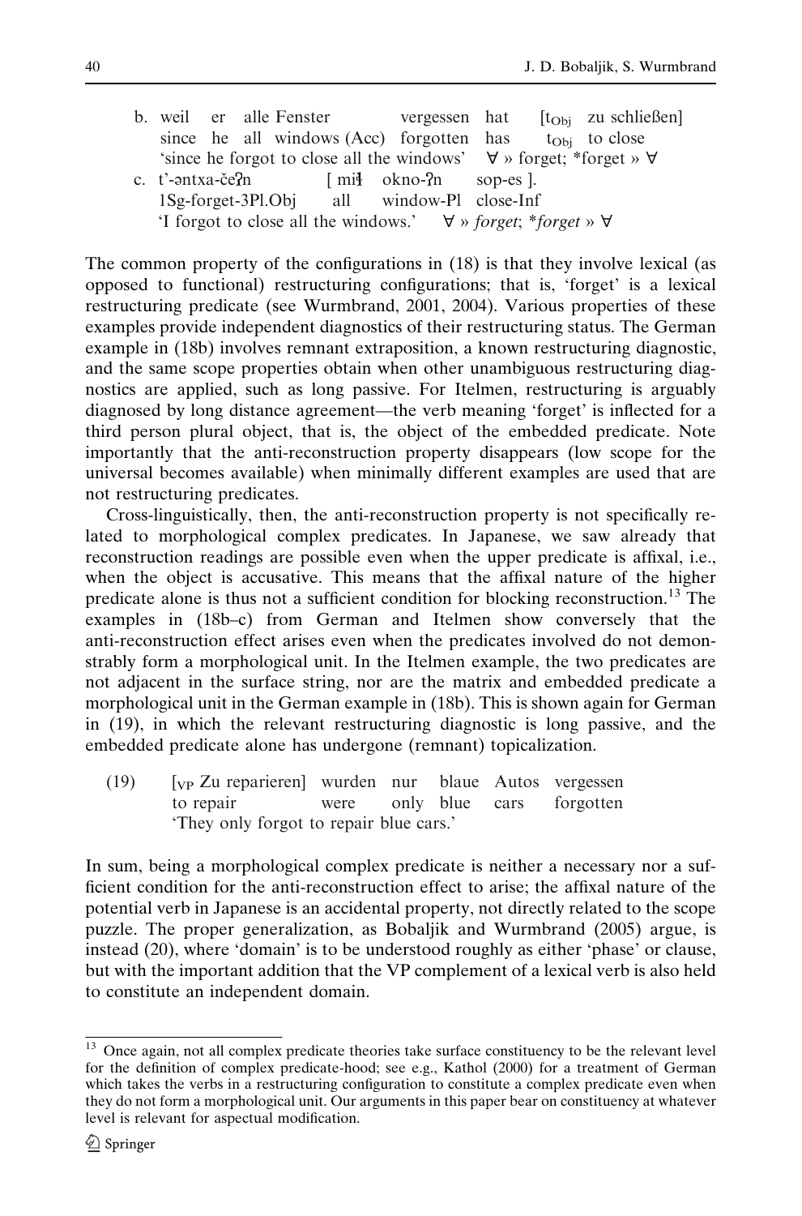b. weil er alle Fenster vergessen hat [$t_{Obj}$ zu schließen]
   since he all windows (Acc) forgotten has $t_{Obj}$ to close
   'since he forgot to close all the windows' ∀ » forget; *forget » ∀

c. t'-əntxa-čeʔn [ miɬ okno-ʔn sop-es ].
   1Sg-forget-3Pl.Obj all window-Pl close-Inf
   'I forgot to close all the windows.' ∀ » *forget*; **forget* » ∀

The common property of the configurations in (18) is that they involve lexical (as opposed to functional) restructuring configurations; that is, 'forget' is a lexical restructuring predicate (see Wurmbrand, 2001, 2004). Various properties of these examples provide independent diagnostics of their restructuring status. The German example in (18b) involves remnant extraposition, a known restructuring diagnostic, and the same scope properties obtain when other unambiguous restructuring diagnostics are applied, such as long passive. For Itelmen, restructuring is arguably diagnosed by long distance agreement—the verb meaning 'forget' is inflected for a third person plural object, that is, the object of the embedded predicate. Note importantly that the anti-reconstruction property disappears (low scope for the universal becomes available) when minimally different examples are used that are not restructuring predicates.

Cross-linguistically, then, the anti-reconstruction property is not specifically related to morphological complex predicates. In Japanese, we saw already that reconstruction readings are possible even when the upper predicate is affixal, i.e., when the object is accusative. This means that the affixal nature of the higher predicate alone is thus not a sufficient condition for blocking reconstruction.[13] The examples in (18b–c) from German and Itelmen show conversely that the anti-reconstruction effect arises even when the predicates involved do not demonstrably form a morphological unit. In the Itelmen example, the two predicates are not adjacent in the surface string, nor are the matrix and embedded predicate a morphological unit in the German example in (18b). This is shown again for German in (19), in which the relevant restructuring diagnostic is long passive, and the embedded predicate alone has undergone (remnant) topicalization.

(19) [$_{VP}$ Zu reparieren] wurden nur blaue Autos vergessen
     to repair were only blue cars forgotten
     'They only forgot to repair blue cars.'

In sum, being a morphological complex predicate is neither a necessary nor a sufficient condition for the anti-reconstruction effect to arise; the affixal nature of the potential verb in Japanese is an accidental property, not directly related to the scope puzzle. The proper generalization, as Bobaljik and Wurmbrand (2005) argue, is instead (20), where 'domain' is to be understood roughly as either 'phase' or clause, but with the important addition that the VP complement of a lexical verb is also held to constitute an independent domain.

---

[13] Once again, not all complex predicate theories take surface constituency to be the relevant level for the definition of complex predicate-hood; see e.g., Kathol (2000) for a treatment of German which takes the verbs in a restructuring configuration to constitute a complex predicate even when they do not form a morphological unit. Our arguments in this paper bear on constituency at whatever level is relevant for aspectual modification.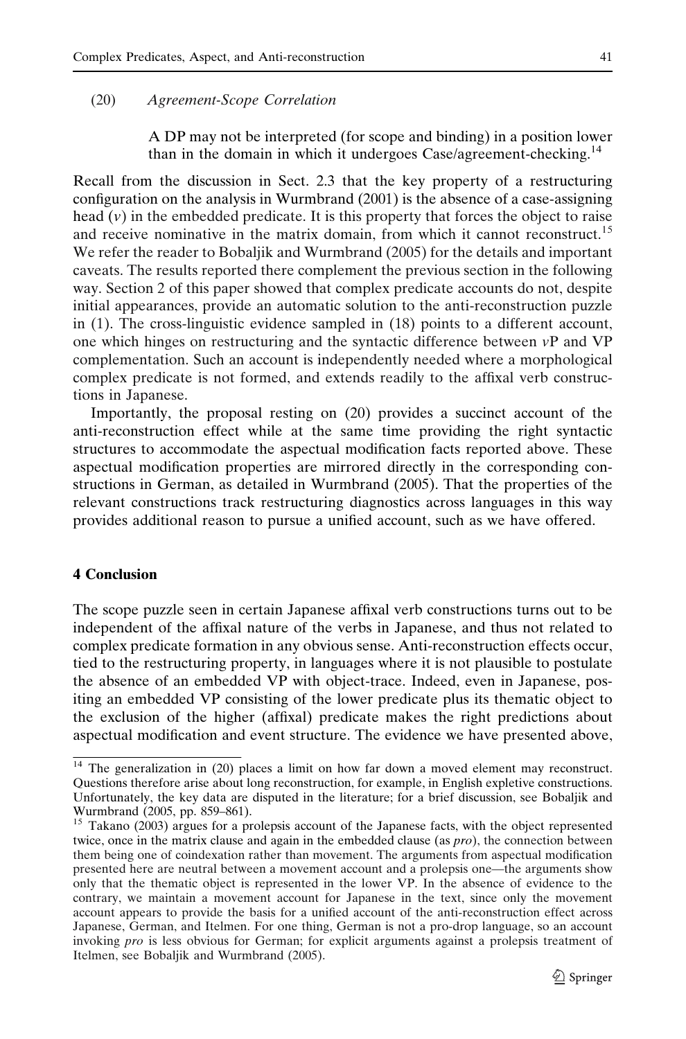(20) *Agreement-Scope Correlation*

> A DP may not be interpreted (for scope and binding) in a position lower than in the domain in which it undergoes Case/agreement-checking.[14]

Recall from the discussion in Sect. 2.3 that the key property of a restructuring configuration on the analysis in Wurmbrand (2001) is the absence of a case-assigning head ($v$) in the embedded predicate. It is this property that forces the object to raise and receive nominative in the matrix domain, from which it cannot reconstruct.[15] We refer the reader to Bobaljik and Wurmbrand (2005) for the details and important caveats. The results reported there complement the previous section in the following way. Section 2 of this paper showed that complex predicate accounts do not, despite initial appearances, provide an automatic solution to the anti-reconstruction puzzle in (1). The cross-linguistic evidence sampled in (18) points to a different account, one which hinges on restructuring and the syntactic difference between $v$P and VP complementation. Such an account is independently needed where a morphological complex predicate is not formed, and extends readily to the affixal verb constructions in Japanese.

Importantly, the proposal resting on (20) provides a succinct account of the anti-reconstruction effect while at the same time providing the right syntactic structures to accommodate the aspectual modification facts reported above. These aspectual modification properties are mirrored directly in the corresponding constructions in German, as detailed in Wurmbrand (2005). That the properties of the relevant constructions track restructuring diagnostics across languages in this way provides additional reason to pursue a unified account, such as we have offered.

## 4 Conclusion

The scope puzzle seen in certain Japanese affixal verb constructions turns out to be independent of the affixal nature of the verbs in Japanese, and thus not related to complex predicate formation in any obvious sense. Anti-reconstruction effects occur, tied to the restructuring property, in languages where it is not plausible to postulate the absence of an embedded VP with object-trace. Indeed, even in Japanese, positing an embedded VP consisting of the lower predicate plus its thematic object to the exclusion of the higher (affixal) predicate makes the right predictions about aspectual modification and event structure. The evidence we have presented above,

---

[14] The generalization in (20) places a limit on how far down a moved element may reconstruct. Questions therefore arise about long reconstruction, for example, in English expletive constructions. Unfortunately, the key data are disputed in the literature; for a brief discussion, see Bobaljik and Wurmbrand (2005, pp. 859–861).

[15] Takano (2003) argues for a prolepsis account of the Japanese facts, with the object represented twice, once in the matrix clause and again in the embedded clause (as *pro*), the connection between them being one of coindexation rather than movement. The arguments from aspectual modification presented here are neutral between a movement account and a prolepsis one—the arguments show only that the thematic object is represented in the lower VP. In the absence of evidence to the contrary, we maintain a movement account for Japanese in the text, since only the movement account appears to provide the basis for a unified account of the anti-reconstruction effect across Japanese, German, and Itelmen. For one thing, German is not a pro-drop language, so an account invoking *pro* is less obvious for German; for explicit arguments against a prolepsis treatment of Itelmen, see Bobaljik and Wurmbrand (2005).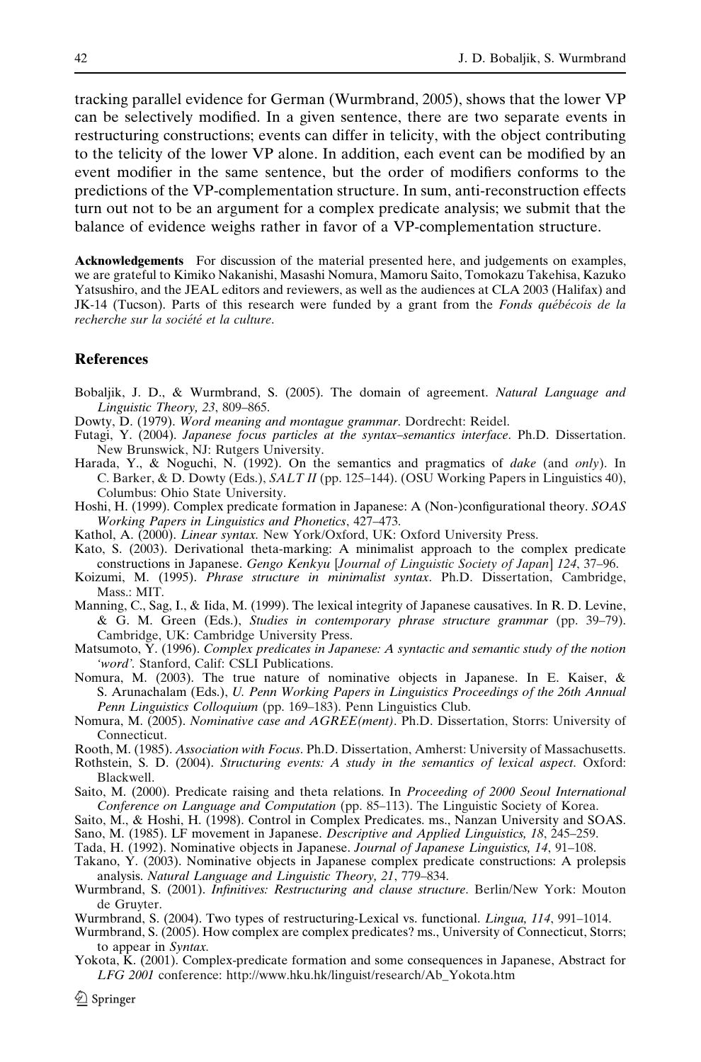tracking parallel evidence for German (Wurmbrand, 2005), shows that the lower VP can be selectively modified. In a given sentence, there are two separate events in restructuring constructions; events can differ in telicity, with the object contributing to the telicity of the lower VP alone. In addition, each event can be modified by an event modifier in the same sentence, but the order of modifiers conforms to the predictions of the VP-complementation structure. In sum, anti-reconstruction effects turn out not to be an argument for a complex predicate analysis; we submit that the balance of evidence weighs rather in favor of a VP-complementation structure.

**Acknowledgements** For discussion of the material presented here, and judgements on examples, we are grateful to Kimiko Nakanishi, Masashi Nomura, Mamoru Saito, Tomokazu Takehisa, Kazuko Yatsushiro, and the JEAL editors and reviewers, as well as the audiences at CLA 2003 (Halifax) and JK-14 (Tucson). Parts of this research were funded by a grant from the *Fonds québécois de la recherche sur la société et la culture*.

## References

Bobaljik, J. D., & Wurmbrand, S. (2005). The domain of agreement. *Natural Language and Linguistic Theory, 23*, 809–865.

Dowty, D. (1979). *Word meaning and montague grammar*. Dordrecht: Reidel.

Futagi, Y. (2004). *Japanese focus particles at the syntax–semantics interface*. Ph.D. Dissertation. New Brunswick, NJ: Rutgers University.

Harada, Y., & Noguchi, N. (1992). On the semantics and pragmatics of *dake* (and *only*). In C. Barker, & D. Dowty (Eds.), *SALT II* (pp. 125–144). (OSU Working Papers in Linguistics 40), Columbus: Ohio State University.

Hoshi, H. (1999). Complex predicate formation in Japanese: A (Non-)configurational theory. *SOAS Working Papers in Linguistics and Phonetics*, 427–473.

Kathol, A. (2000). *Linear syntax*. New York/Oxford, UK: Oxford University Press.

Kato, S. (2003). Derivational theta-marking: A minimalist approach to the complex predicate constructions in Japanese. *Gengo Kenkyu* [*Journal of Linguistic Society of Japan*] *124*, 37–96.

Koizumi, M. (1995). *Phrase structure in minimalist syntax*. Ph.D. Dissertation, Cambridge, Mass.: MIT.

Manning, C., Sag, I., & Iida, M. (1999). The lexical integrity of Japanese causatives. In R. D. Levine, & G. M. Green (Eds.), *Studies in contemporary phrase structure grammar* (pp. 39–79). Cambridge, UK: Cambridge University Press.

Matsumoto, Y. (1996). *Complex predicates in Japanese: A syntactic and semantic study of the notion 'word'*. Stanford, Calif: CSLI Publications.

Nomura, M. (2003). The true nature of nominative objects in Japanese. In E. Kaiser, & S. Arunachalam (Eds.), *U. Penn Working Papers in Linguistics Proceedings of the 26th Annual Penn Linguistics Colloquium* (pp. 169–183). Penn Linguistics Club.

Nomura, M. (2005). *Nominative case and AGREE(ment)*. Ph.D. Dissertation, Storrs: University of Connecticut.

Rooth, M. (1985). *Association with Focus*. Ph.D. Dissertation, Amherst: University of Massachusetts.

Rothstein, S. D. (2004). *Structuring events: A study in the semantics of lexical aspect*. Oxford: Blackwell.

Saito, M. (2000). Predicate raising and theta relations. In *Proceeding of 2000 Seoul International Conference on Language and Computation* (pp. 85–113). The Linguistic Society of Korea.

Saito, M., & Hoshi, H. (1998). Control in Complex Predicates. ms., Nanzan University and SOAS.

Sano, M. (1985). LF movement in Japanese. *Descriptive and Applied Linguistics, 18*, 245–259.

Tada, H. (1992). Nominative objects in Japanese. *Journal of Japanese Linguistics, 14*, 91–108.

Takano, Y. (2003). Nominative objects in Japanese complex predicate constructions: A prolepsis analysis. *Natural Language and Linguistic Theory, 21*, 779–834.

Wurmbrand, S. (2001). *Infinitives: Restructuring and clause structure*. Berlin/New York: Mouton de Gruyter.

Wurmbrand, S. (2004). Two types of restructuring-Lexical vs. functional. *Lingua, 114*, 991–1014.

Wurmbrand, S. (2005). How complex are complex predicates? ms., University of Connecticut, Storrs; to appear in *Syntax*.

Yokota, K. (2001). Complex-predicate formation and some consequences in Japanese, Abstract for *LFG 2001* conference: http://www.hku.hk/linguist/research/Ab_Yokota.htm